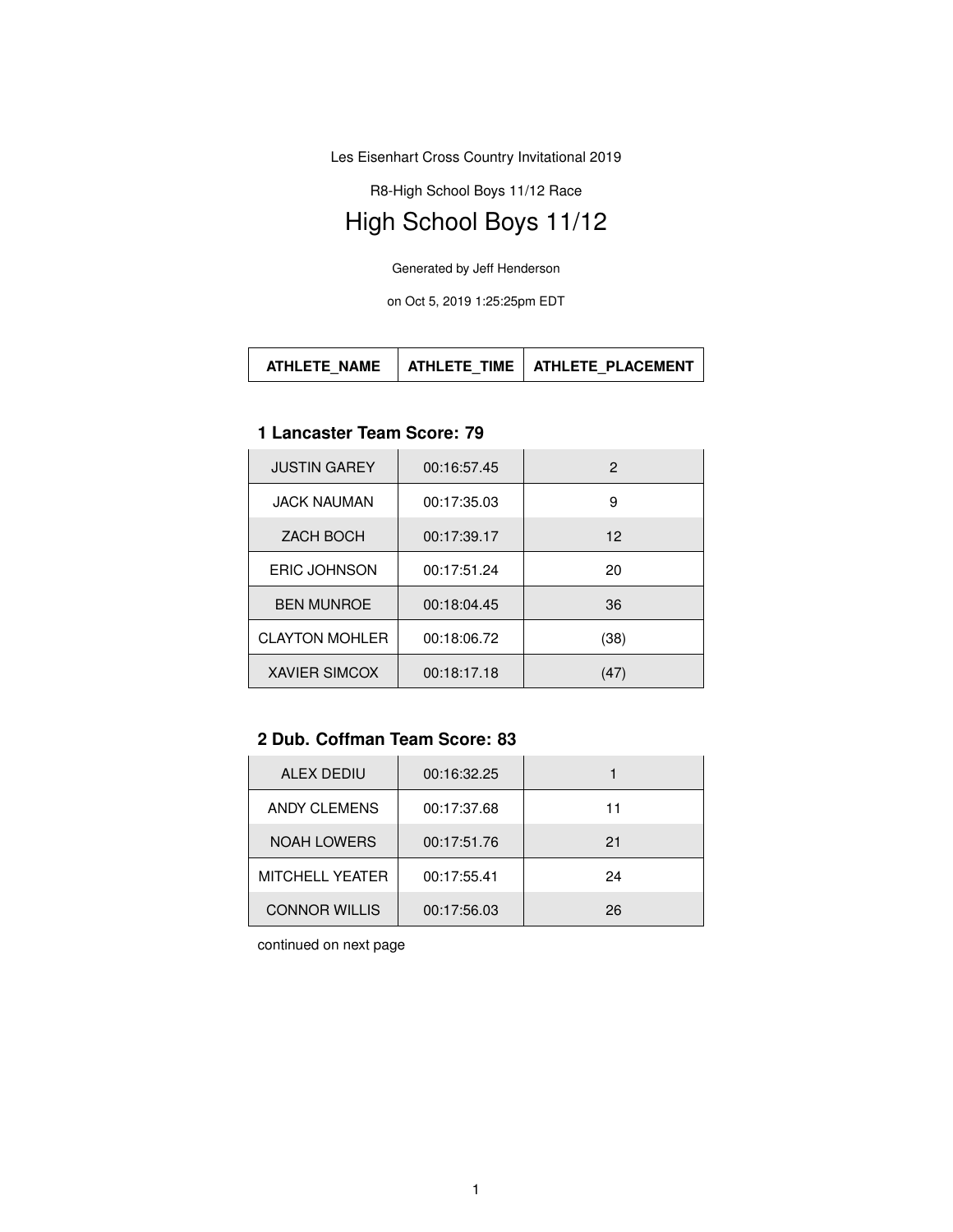Les Eisenhart Cross Country Invitational 2019

R8-High School Boys 11/12 Race

# High School Boys 11/12

Generated by Jeff Henderson

on Oct 5, 2019 1:25:25pm EDT

| ATHLETE_NAME | ATHLETE_TIME | ATHLETE_PLACEMENT |
|---|---|---|

### 1 Lancaster Team Score: 79

| ATHLETE_NAME | ATHLETE_TIME | ATHLETE_PLACEMENT |
|---|---|---|
| JUSTIN GAREY | 00:16:57.45 | 2 |
| JACK NAUMAN | 00:17:35.03 | 9 |
| ZACH BOCH | 00:17:39.17 | 12 |
| ERIC JOHNSON | 00:17:51.24 | 20 |
| BEN MUNROE | 00:18:04.45 | 36 |
| CLAYTON MOHLER | 00:18:06.72 | (38) |
| XAVIER SIMCOX | 00:18:17.18 | (47) |

### 2 Dub. Coffman Team Score: 83

| ATHLETE_NAME | ATHLETE_TIME | ATHLETE_PLACEMENT |
|---|---|---|
| ALEX DEDIU | 00:16:32.25 | 1 |
| ANDY CLEMENS | 00:17:37.68 | 11 |
| NOAH LOWERS | 00:17:51.76 | 21 |
| MITCHELL YEATER | 00:17:55.41 | 24 |
| CONNOR WILLIS | 00:17:56.03 | 26 |

continued on next page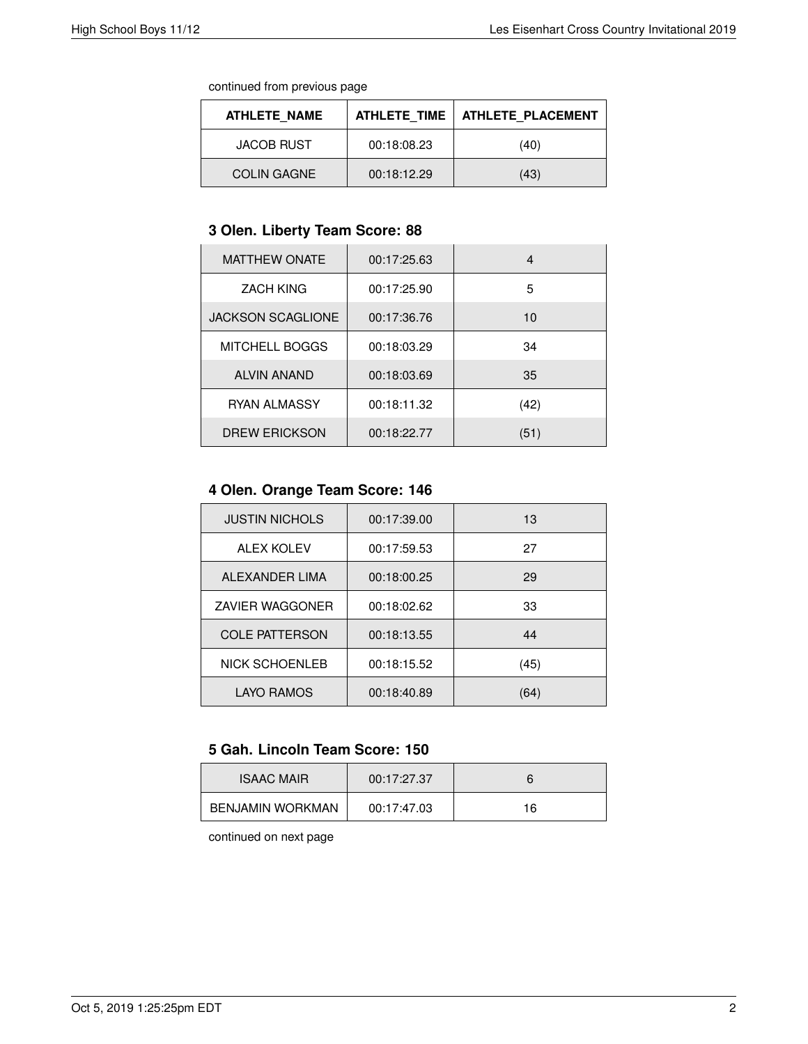continued from previous page

| ATHLETE_NAME | ATHLETE_TIME | ATHLETE_PLACEMENT |
| --- | --- | --- |
| JACOB RUST | 00:18:08.23 | (40) |
| COLIN GAGNE | 00:18:12.29 | (43) |

### 3 Olen. Liberty Team Score: 88

| ATHLETE_NAME | ATHLETE_TIME | ATHLETE_PLACEMENT |
| --- | --- | --- |
| MATTHEW ONATE | 00:17:25.63 | 4 |
| ZACH KING | 00:17:25.90 | 5 |
| JACKSON SCAGLIONE | 00:17:36.76 | 10 |
| MITCHELL BOGGS | 00:18:03.29 | 34 |
| ALVIN ANAND | 00:18:03.69 | 35 |
| RYAN ALMASSY | 00:18:11.32 | (42) |
| DREW ERICKSON | 00:18:22.77 | (51) |

### 4 Olen. Orange Team Score: 146

| ATHLETE_NAME | ATHLETE_TIME | ATHLETE_PLACEMENT |
| --- | --- | --- |
| JUSTIN NICHOLS | 00:17:39.00 | 13 |
| ALEX KOLEV | 00:17:59.53 | 27 |
| ALEXANDER LIMA | 00:18:00.25 | 29 |
| ZAVIER WAGGONER | 00:18:02.62 | 33 |
| COLE PATTERSON | 00:18:13.55 | 44 |
| NICK SCHOENLEB | 00:18:15.52 | (45) |
| LAYO RAMOS | 00:18:40.89 | (64) |

### 5 Gah. Lincoln Team Score: 150

| ATHLETE_NAME | ATHLETE_TIME | ATHLETE_PLACEMENT |
| --- | --- | --- |
| ISAAC MAIR | 00:17:27.37 | 6 |
| BENJAMIN WORKMAN | 00:17:47.03 | 16 |

continued on next page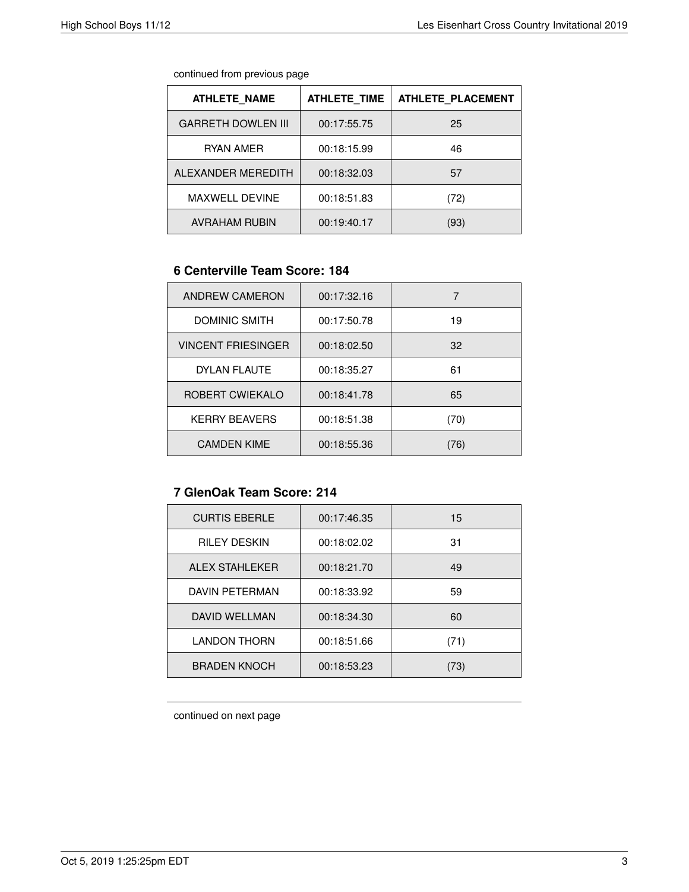continued from previous page

| ATHLETE_NAME | ATHLETE_TIME | ATHLETE_PLACEMENT |
|---|---|---|
| GARRETH DOWLEN III | 00:17:55.75 | 25 |
| RYAN AMER | 00:18:15.99 | 46 |
| ALEXANDER MEREDITH | 00:18:32.03 | 57 |
| MAXWELL DEVINE | 00:18:51.83 | (72) |
| AVRAHAM RUBIN | 00:19:40.17 | (93) |

### 6 Centerville Team Score: 184

| ATHLETE_NAME | ATHLETE_TIME | ATHLETE_PLACEMENT |
|---|---|---|
| ANDREW CAMERON | 00:17:32.16 | 7 |
| DOMINIC SMITH | 00:17:50.78 | 19 |
| VINCENT FRIESINGER | 00:18:02.50 | 32 |
| DYLAN FLAUTE | 00:18:35.27 | 61 |
| ROBERT CWIEKALO | 00:18:41.78 | 65 |
| KERRY BEAVERS | 00:18:51.38 | (70) |
| CAMDEN KIME | 00:18:55.36 | (76) |

### 7 GlenOak Team Score: 214

| ATHLETE_NAME | ATHLETE_TIME | ATHLETE_PLACEMENT |
|---|---|---|
| CURTIS EBERLE | 00:17:46.35 | 15 |
| RILEY DESKIN | 00:18:02.02 | 31 |
| ALEX STAHLEKER | 00:18:21.70 | 49 |
| DAVIN PETERMAN | 00:18:33.92 | 59 |
| DAVID WELLMAN | 00:18:34.30 | 60 |
| LANDON THORN | 00:18:51.66 | (71) |
| BRADEN KNOCH | 00:18:53.23 | (73) |

continued on next page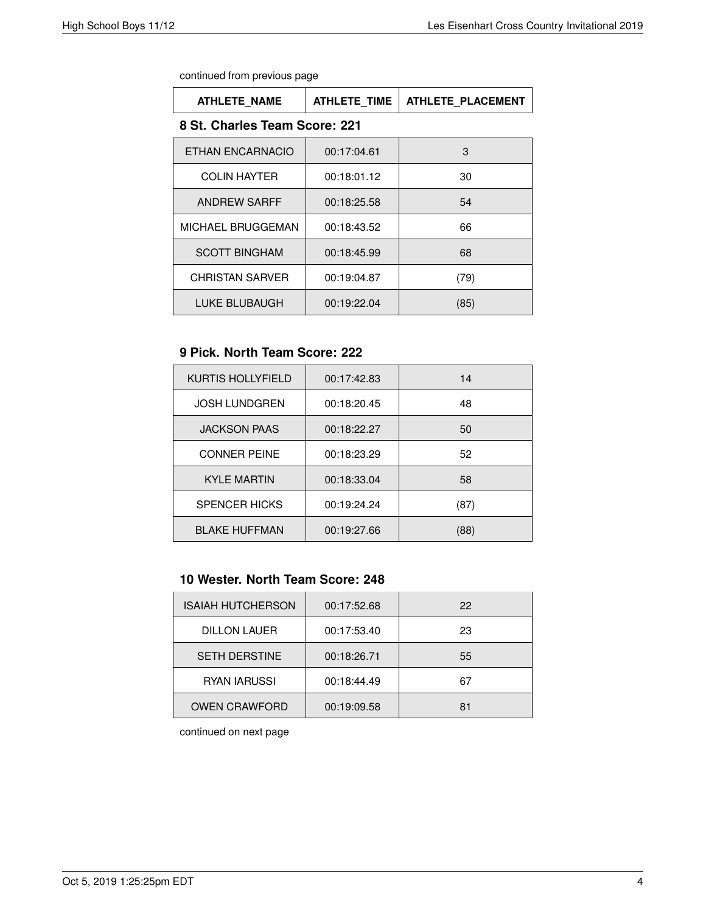continued from previous page

| ATHLETE_NAME | ATHLETE_TIME | ATHLETE_PLACEMENT |
| --- | --- | --- |

### 8 St. Charles Team Score: 221

| ATHLETE_NAME | ATHLETE_TIME | ATHLETE_PLACEMENT |
| --- | --- | --- |
| ETHAN ENCARNACIO | 00:17:04.61 | 3 |
| COLIN HAYTER | 00:18:01.12 | 30 |
| ANDREW SARFF | 00:18:25.58 | 54 |
| MICHAEL BRUGGEMAN | 00:18:43.52 | 66 |
| SCOTT BINGHAM | 00:18:45.99 | 68 |
| CHRISTAN SARVER | 00:19:04.87 | (79) |
| LUKE BLUBAUGH | 00:19:22.04 | (85) |

### 9 Pick. North Team Score: 222

| ATHLETE_NAME | ATHLETE_TIME | ATHLETE_PLACEMENT |
| --- | --- | --- |
| KURTIS HOLLYFIELD | 00:17:42.83 | 14 |
| JOSH LUNDGREN | 00:18:20.45 | 48 |
| JACKSON PAAS | 00:18:22.27 | 50 |
| CONNER PEINE | 00:18:23.29 | 52 |
| KYLE MARTIN | 00:18:33.04 | 58 |
| SPENCER HICKS | 00:19:24.24 | (87) |
| BLAKE HUFFMAN | 00:19:27.66 | (88) |

### 10 Wester. North Team Score: 248

| ATHLETE_NAME | ATHLETE_TIME | ATHLETE_PLACEMENT |
| --- | --- | --- |
| ISAIAH HUTCHERSON | 00:17:52.68 | 22 |
| DILLON LAUER | 00:17:53.40 | 23 |
| SETH DERSTINE | 00:18:26.71 | 55 |
| RYAN IARUSSI | 00:18:44.49 | 67 |
| OWEN CRAWFORD | 00:19:09.58 | 81 |

continued on next page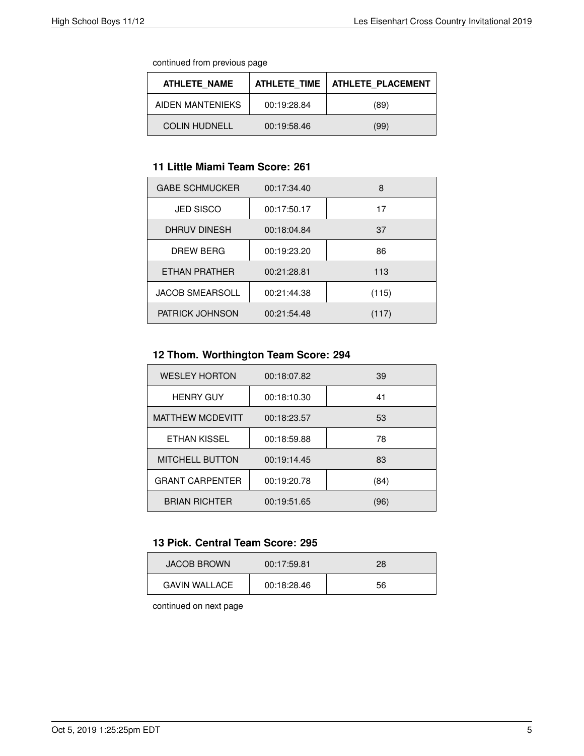continued from previous page

| ATHLETE_NAME | ATHLETE_TIME | ATHLETE_PLACEMENT |
|---|---|---|
| AIDEN MANTENIEKS | 00:19:28.84 | (89) |
| COLIN HUDNELL | 00:19:58.46 | (99) |

### 11 Little Miami Team Score: 261

| ATHLETE_NAME | ATHLETE_TIME | ATHLETE_PLACEMENT |
|---|---|---|
| GABE SCHMUCKER | 00:17:34.40 | 8 |
| JED SISCO | 00:17:50.17 | 17 |
| DHRUV DINESH | 00:18:04.84 | 37 |
| DREW BERG | 00:19:23.20 | 86 |
| ETHAN PRATHER | 00:21:28.81 | 113 |
| JACOB SMEARSOLL | 00:21:44.38 | (115) |
| PATRICK JOHNSON | 00:21:54.48 | (117) |

### 12 Thom. Worthington Team Score: 294

| ATHLETE_NAME | ATHLETE_TIME | ATHLETE_PLACEMENT |
|---|---|---|
| WESLEY HORTON | 00:18:07.82 | 39 |
| HENRY GUY | 00:18:10.30 | 41 |
| MATTHEW MCDEVITT | 00:18:23.57 | 53 |
| ETHAN KISSEL | 00:18:59.88 | 78 |
| MITCHELL BUTTON | 00:19:14.45 | 83 |
| GRANT CARPENTER | 00:19:20.78 | (84) |
| BRIAN RICHTER | 00:19:51.65 | (96) |

### 13 Pick. Central Team Score: 295

| ATHLETE_NAME | ATHLETE_TIME | ATHLETE_PLACEMENT |
|---|---|---|
| JACOB BROWN | 00:17:59.81 | 28 |
| GAVIN WALLACE | 00:18:28.46 | 56 |

continued on next page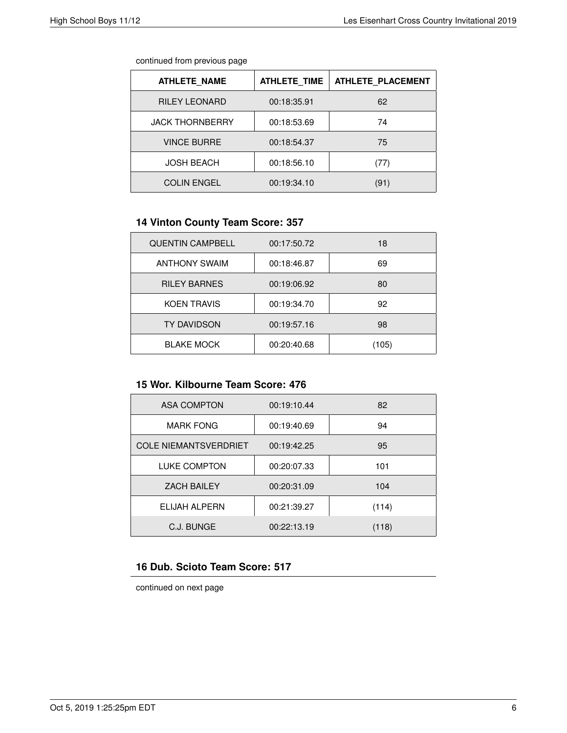continued from previous page

| ATHLETE_NAME | ATHLETE_TIME | ATHLETE_PLACEMENT |
|---|---|---|
| RILEY LEONARD | 00:18:35.91 | 62 |
| JACK THORNBERRY | 00:18:53.69 | 74 |
| VINCE BURRE | 00:18:54.37 | 75 |
| JOSH BEACH | 00:18:56.10 | (77) |
| COLIN ENGEL | 00:19:34.10 | (91) |

### 14 Vinton County Team Score: 357

| ATHLETE_NAME | ATHLETE_TIME | ATHLETE_PLACEMENT |
|---|---|---|
| QUENTIN CAMPBELL | 00:17:50.72 | 18 |
| ANTHONY SWAIM | 00:18:46.87 | 69 |
| RILEY BARNES | 00:19:06.92 | 80 |
| KOEN TRAVIS | 00:19:34.70 | 92 |
| TY DAVIDSON | 00:19:57.16 | 98 |
| BLAKE MOCK | 00:20:40.68 | (105) |

### 15 Wor. Kilbourne Team Score: 476

| ATHLETE_NAME | ATHLETE_TIME | ATHLETE_PLACEMENT |
|---|---|---|
| ASA COMPTON | 00:19:10.44 | 82 |
| MARK FONG | 00:19:40.69 | 94 |
| COLE NIEMANTSVERDRIET | 00:19:42.25 | 95 |
| LUKE COMPTON | 00:20:07.33 | 101 |
| ZACH BAILEY | 00:20:31.09 | 104 |
| ELIJAH ALPERN | 00:21:39.27 | (114) |
| C.J. BUNGE | 00:22:13.19 | (118) |

### 16 Dub. Scioto Team Score: 517

continued on next page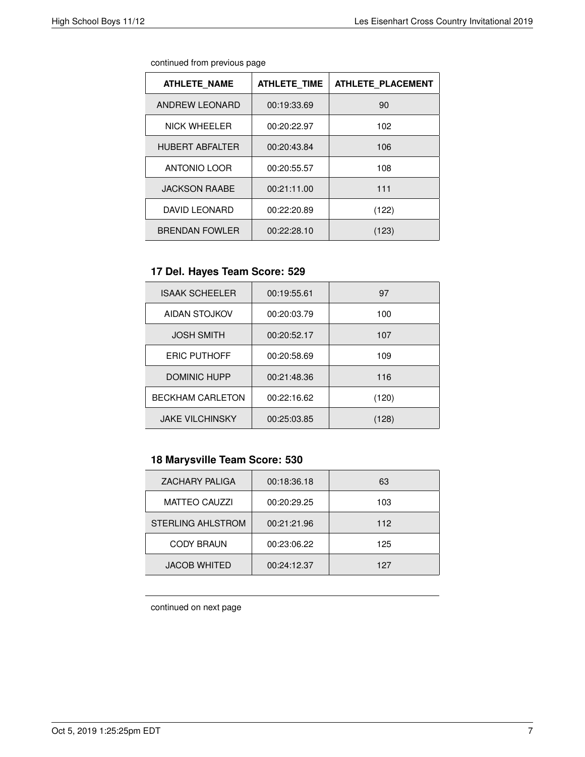continued from previous page

| ATHLETE_NAME | ATHLETE_TIME | ATHLETE_PLACEMENT |
| --- | --- | --- |
| ANDREW LEONARD | 00:19:33.69 | 90 |
| NICK WHEELER | 00:20:22.97 | 102 |
| HUBERT ABFALTER | 00:20:43.84 | 106 |
| ANTONIO LOOR | 00:20:55.57 | 108 |
| JACKSON RAABE | 00:21:11.00 | 111 |
| DAVID LEONARD | 00:22:20.89 | (122) |
| BRENDAN FOWLER | 00:22:28.10 | (123) |

### 17 Del. Hayes Team Score: 529

| ATHLETE_NAME | ATHLETE_TIME | ATHLETE_PLACEMENT |
| --- | --- | --- |
| ISAAK SCHEELER | 00:19:55.61 | 97 |
| AIDAN STOJKOV | 00:20:03.79 | 100 |
| JOSH SMITH | 00:20:52.17 | 107 |
| ERIC PUTHOFF | 00:20:58.69 | 109 |
| DOMINIC HUPP | 00:21:48.36 | 116 |
| BECKHAM CARLETON | 00:22:16.62 | (120) |
| JAKE VILCHINSKY | 00:25:03.85 | (128) |

### 18 Marysville Team Score: 530

| ATHLETE_NAME | ATHLETE_TIME | ATHLETE_PLACEMENT |
| --- | --- | --- |
| ZACHARY PALIGA | 00:18:36.18 | 63 |
| MATTEO CAUZZI | 00:20:29.25 | 103 |
| STERLING AHLSTROM | 00:21:21.96 | 112 |
| CODY BRAUN | 00:23:06.22 | 125 |
| JACOB WHITED | 00:24:12.37 | 127 |

continued on next page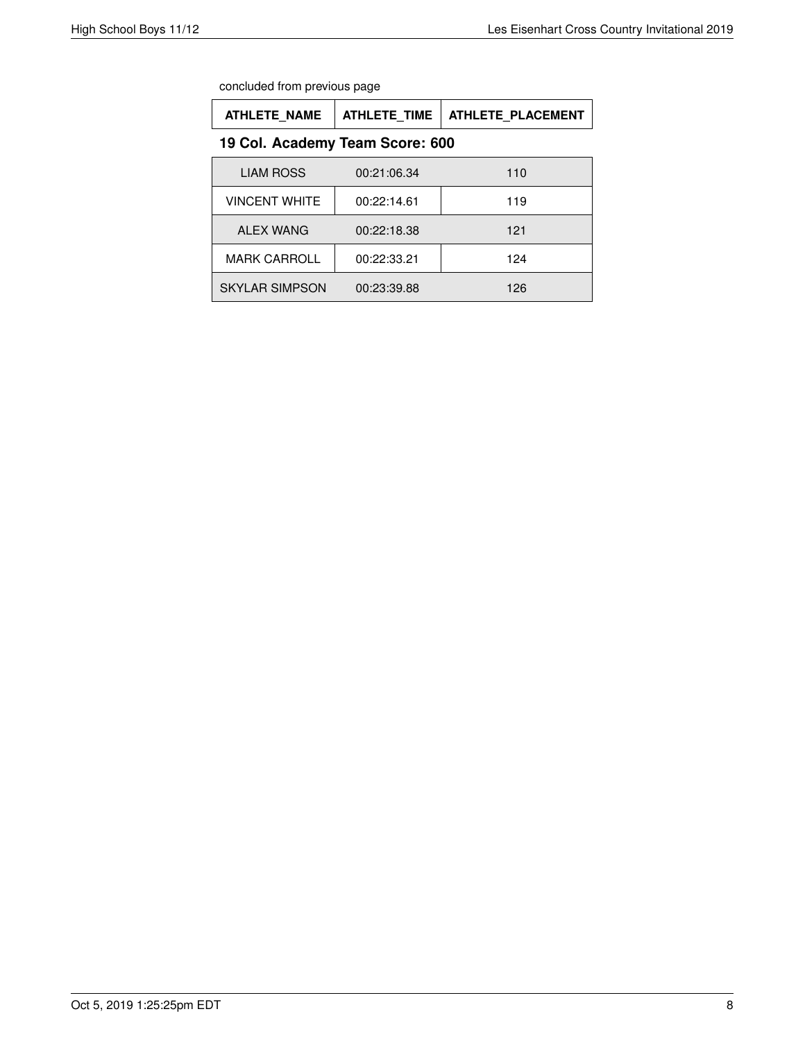concluded from previous page

| ATHLETE_NAME | ATHLETE_TIME | ATHLETE_PLACEMENT |
|---|---|---|

### 19 Col. Academy Team Score: 600

| ATHLETE_NAME | ATHLETE_TIME | ATHLETE_PLACEMENT |
|---|---|---|
| LIAM ROSS | 00:21:06.34 | 110 |
| VINCENT WHITE | 00:22:14.61 | 119 |
| ALEX WANG | 00:22:18.38 | 121 |
| MARK CARROLL | 00:22:33.21 | 124 |
| SKYLAR SIMPSON | 00:23:39.88 | 126 |